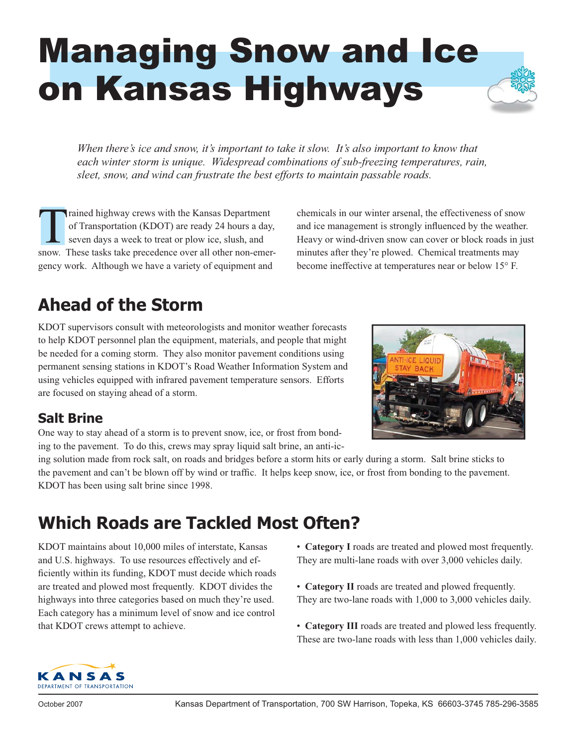# Managing Snow and Ice on Kansas Highways

*When there's ice and snow, it's important to take it slow. It's also important to know that each winter storm is unique. Widespread combinations of sub-freezing temperatures, rain, sleet, snow, and wind can frustrate the best efforts to maintain passable roads.*

Trained highway crews with the Kansas Department of Transportation (KDOT) are ready 24 hours a day, seven days a week to treat or plow ice, slush, and snow. These tasks take precedence over all other non-emergency work. Although we have a variety of equipment and chemicals in our winter arsenal, the effectiveness of snow and ice management is strongly influenced by the weather. Heavy or wind-driven snow can cover or block roads in just minutes after they're plowed. Chemical treatments may become ineffective at temperatures near or below 15° F.

## Ahead of the Storm

KDOT supervisors consult with meteorologists and monitor weather forecasts to help KDOT personnel plan the equipment, materials, and people that might be needed for a coming storm. They also monitor pavement conditions using permanent sensing stations in KDOT's Road Weather Information System and using vehicles equipped with infrared pavement temperature sensors. Efforts are focused on staying ahead of a storm.

### Salt Brine

One way to stay ahead of a storm is to prevent snow, ice, or frost from bonding to the pavement. To do this, crews may spray liquid salt brine, an anti-icing solution made from rock salt, on roads and bridges before a storm hits or early during a storm. Salt brine sticks to the pavement and can't be blown off by wind or traffic. It helps keep snow, ice, or frost from bonding to the pavement. KDOT has been using salt brine since 1998.

## Which Roads are Tackled Most Often?

KDOT maintains about 10,000 miles of interstate, Kansas and U.S. highways. To use resources effectively and efficiently within its funding, KDOT must decide which roads are treated and plowed most frequently. KDOT divides the highways into three categories based on much they're used. Each category has a minimum level of snow and ice control that KDOT crews attempt to achieve.

- **Category I** roads are treated and plowed most frequently. They are multi-lane roads with over 3,000 vehicles daily.
- **Category II** roads are treated and plowed frequently. They are two-lane roads with 1,000 to 3,000 vehicles daily.
- **Category III** roads are treated and plowed less frequently. These are two-lane roads with less than 1,000 vehicles daily.

KANSAS DEPARTMENT OF TRANSPORTATION

October 2007 — Kansas Department of Transportation, 700 SW Harrison, Topeka, KS 66603-3745 785-296-3585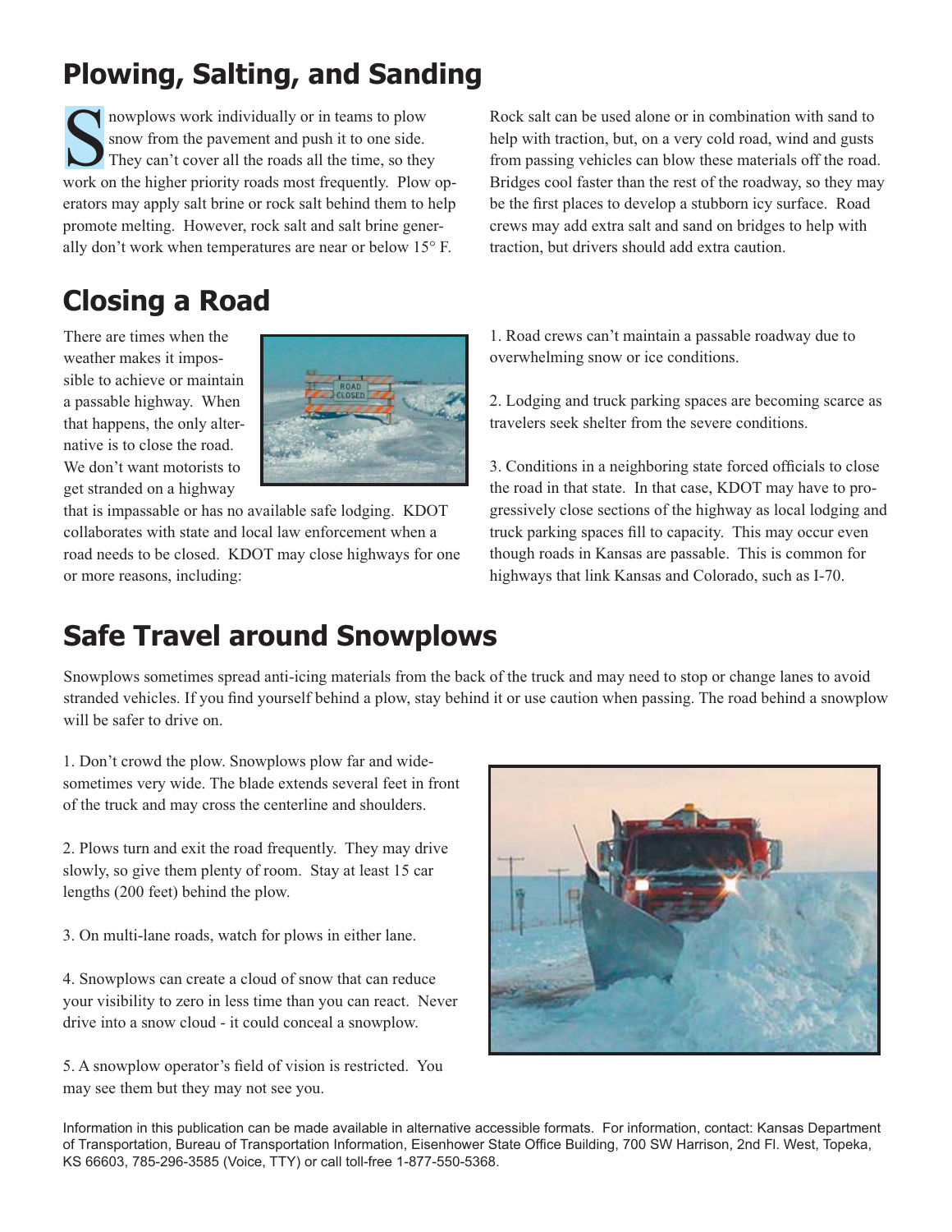## Plowing, Salting, and Sanding

Snowplows work individually or in teams to plow snow from the pavement and push it to one side. They can't cover all the roads all the time, so they work on the higher priority roads most frequently. Plow operators may apply salt brine or rock salt behind them to help promote melting. However, rock salt and salt brine generally don't work when temperatures are near or below 15° F.

Rock salt can be used alone or in combination with sand to help with traction, but, on a very cold road, wind and gusts from passing vehicles can blow these materials off the road. Bridges cool faster than the rest of the roadway, so they may be the first places to develop a stubborn icy surface. Road crews may add extra salt and sand on bridges to help with traction, but drivers should add extra caution.

## Closing a Road

There are times when the weather makes it impossible to achieve or maintain a passable highway. When that happens, the only alternative is to close the road. We don't want motorists to get stranded on a highway that is impassable or has no available safe lodging. KDOT collaborates with state and local law enforcement when a road needs to be closed. KDOT may close highways for one or more reasons, including:

1. Road crews can't maintain a passable roadway due to overwhelming snow or ice conditions.

2. Lodging and truck parking spaces are becoming scarce as travelers seek shelter from the severe conditions.

3. Conditions in a neighboring state forced officials to close the road in that state. In that case, KDOT may have to progressively close sections of the highway as local lodging and truck parking spaces fill to capacity. This may occur even though roads in Kansas are passable. This is common for highways that link Kansas and Colorado, such as I-70.

## Safe Travel around Snowplows

Snowplows sometimes spread anti-icing materials from the back of the truck and may need to stop or change lanes to avoid stranded vehicles. If you find yourself behind a plow, stay behind it or use caution when passing. The road behind a snowplow will be safer to drive on.

1. Don't crowd the plow. Snowplows plow far and wide-sometimes very wide. The blade extends several feet in front of the truck and may cross the centerline and shoulders.

2. Plows turn and exit the road frequently. They may drive slowly, so give them plenty of room. Stay at least 15 car lengths (200 feet) behind the plow.

3. On multi-lane roads, watch for plows in either lane.

4. Snowplows can create a cloud of snow that can reduce your visibility to zero in less time than you can react. Never drive into a snow cloud - it could conceal a snowplow.

5. A snowplow operator's field of vision is restricted. You may see them but they may not see you.

Information in this publication can be made available in alternative accessible formats. For information, contact: Kansas Department of Transportation, Bureau of Transportation Information, Eisenhower State Office Building, 700 SW Harrison, 2nd Fl. West, Topeka, KS 66603, 785-296-3585 (Voice, TTY) or call toll-free 1-877-550-5368.